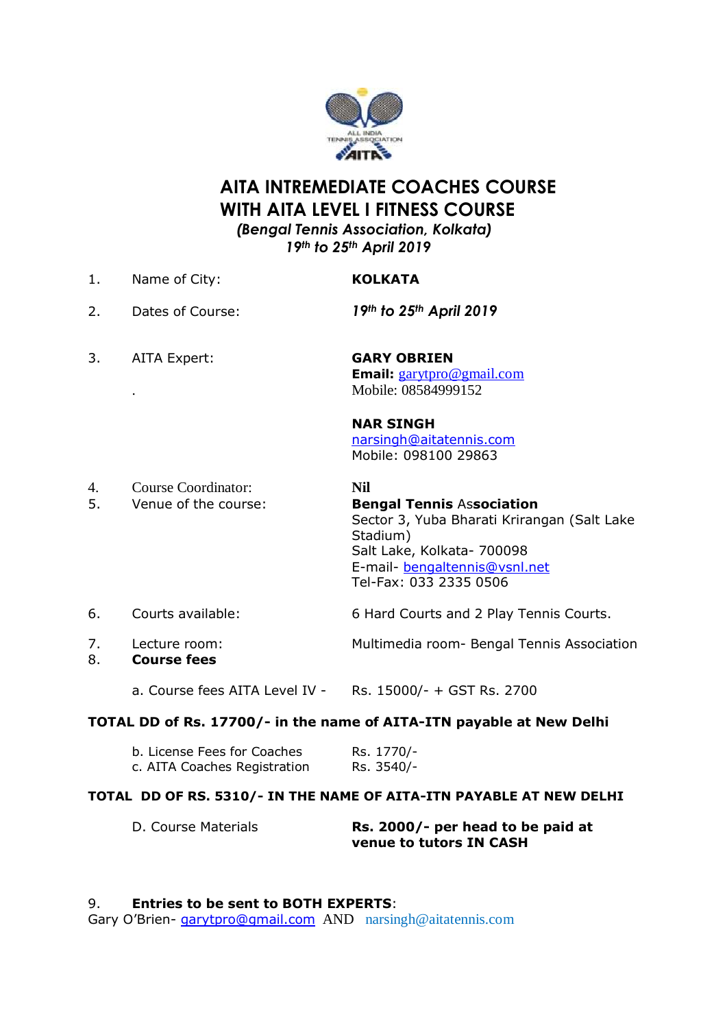# AITA INTREMEDIATE COACHES COURSE
# WITH AITA LEVEL I FITNESS COURSE

***(Bengal Tennis Association, Kolkata)***

***19th to 25th April 2019***

1. Name of City: **KOLKATA**

2. Dates of Course: ***19th to 25th April 2019***

3. AITA Expert:
   **GARY OBRIEN**
   **Email:** garytpro@gmail.com
   Mobile: 08584999152

   **NAR SINGH**
   narsingh@aitatennis.com
   Mobile: 098100 29863

4. Course Coordinator: **Nil**

5. Venue of the course:
   **Bengal Tennis Association**
   Sector 3, Yuba Bharati Krirangan (Salt Lake Stadium)
   Salt Lake, Kolkata- 700098
   E-mail- bengaltennis@vsnl.net
   Tel-Fax: 033 2335 0506

6. Courts available: 6 Hard Courts and 2 Play Tennis Courts.

7. Lecture room: Multimedia room- Bengal Tennis Association

8. **Course fees**

   a. Course fees AITA Level IV - Rs. 15000/- + GST Rs. 2700

**TOTAL DD of Rs. 17700/- in the name of AITA-ITN payable at New Delhi**

| | |
|---|---|
| b. License Fees for Coaches | Rs. 1770/- |
| c. AITA Coaches Registration | Rs. 3540/- |

**TOTAL DD OF RS. 5310/- IN THE NAME OF AITA-ITN PAYABLE AT NEW DELHI**

D. Course Materials — **Rs. 2000/- per head to be paid at venue to tutors IN CASH**

9. **Entries to be sent to BOTH EXPERTS**:

Gary O'Brien- garytpro@gmail.com AND narsingh@aitatennis.com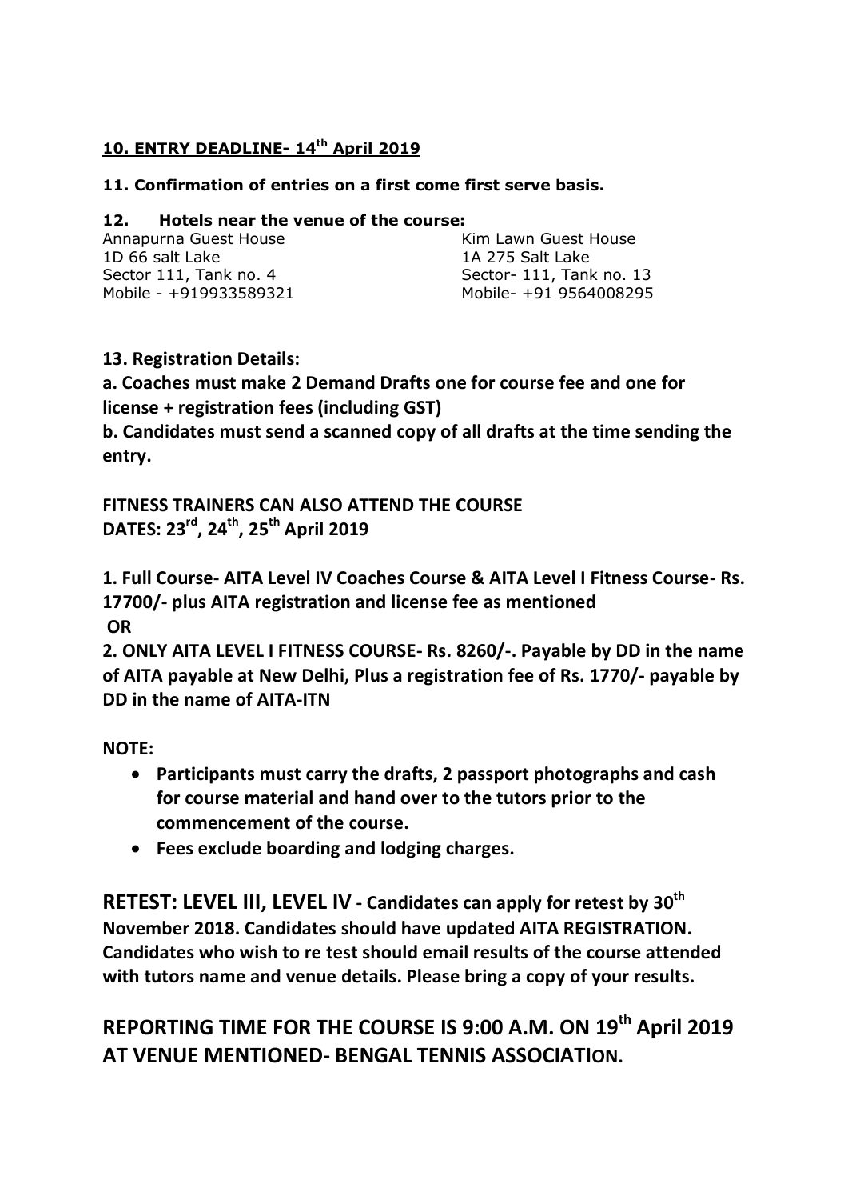**10. ENTRY DEADLINE- 14th April 2019**

**11. Confirmation of entries on a first come first serve basis.**

**12. Hotels near the venue of the course:**

Annapurna Guest House
1D 66 salt Lake
Sector 111, Tank no. 4
Mobile - +919933589321

Kim Lawn Guest House
1A 275 Salt Lake
Sector- 111, Tank no. 13
Mobile- +91 9564008295

**13. Registration Details:**

**a. Coaches must make 2 Demand Drafts one for course fee and one for license + registration fees (including GST)**

**b. Candidates must send a scanned copy of all drafts at the time sending the entry.**

**FITNESS TRAINERS CAN ALSO ATTEND THE COURSE**
**DATES: 23rd, 24th, 25th April 2019**

**1. Full Course- AITA Level IV Coaches Course & AITA Level I Fitness Course- Rs. 17700/- plus AITA registration and license fee as mentioned**
**OR**
**2. ONLY AITA LEVEL I FITNESS COURSE- Rs. 8260/-. Payable by DD in the name of AITA payable at New Delhi, Plus a registration fee of Rs. 1770/- payable by DD in the name of AITA-ITN**

**NOTE:**

- **Participants must carry the drafts, 2 passport photographs and cash for course material and hand over to the tutors prior to the commencement of the course.**
- **Fees exclude boarding and lodging charges.**

**RETEST: LEVEL III, LEVEL IV - Candidates can apply for retest by 30th November 2018. Candidates should have updated AITA REGISTRATION. Candidates who wish to re test should email results of the course attended with tutors name and venue details. Please bring a copy of your results.**

## REPORTING TIME FOR THE COURSE IS 9:00 A.M. ON 19th April 2019 AT VENUE MENTIONED- BENGAL TENNIS ASSOCIATION.